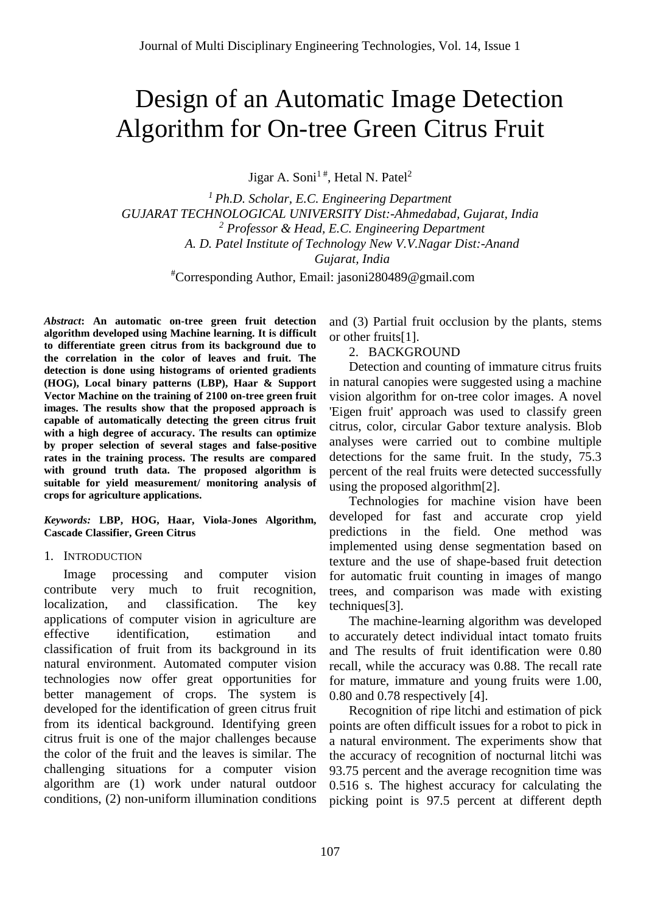# Design of an Automatic Image Detection Algorithm for On-tree Green Citrus Fruit

Jigar A. Soni[1 #], Hetal N. Patel[2]

[1] *Ph.D. Scholar, E.C. Engineering Department*
*GUJARAT TECHNOLOGICAL UNIVERSITY Dist:-Ahmedabad, Gujarat, India*
[2] *Professor & Head, E.C. Engineering Department*
*A. D. Patel Institute of Technology New V.V.Nagar Dist:-Anand Gujarat, India*

[#]Corresponding Author, Email: jasoni280489@gmail.com

***Abstract*: An automatic on-tree green fruit detection algorithm developed using Machine learning. It is difficult to differentiate green citrus from its background due to the correlation in the color of leaves and fruit. The detection is done using histograms of oriented gradients (HOG), Local binary patterns (LBP), Haar & Support Vector Machine on the training of 2100 on-tree green fruit images. The results show that the proposed approach is capable of automatically detecting the green citrus fruit with a high degree of accuracy. The results can optimize by proper selection of several stages and false-positive rates in the training process. The results are compared with ground truth data. The proposed algorithm is suitable for yield measurement/ monitoring analysis of crops for agriculture applications.**

***Keywords:* LBP, HOG, Haar, Viola-Jones Algorithm, Cascade Classifier, Green Citrus**

## 1. INTRODUCTION

Image processing and computer vision contribute very much to fruit recognition, localization, and classification. The key applications of computer vision in agriculture are effective identification, estimation and classification of fruit from its background in its natural environment. Automated computer vision technologies now offer great opportunities for better management of crops. The system is developed for the identification of green citrus fruit from its identical background. Identifying green citrus fruit is one of the major challenges because the color of the fruit and the leaves is similar. The challenging situations for a computer vision algorithm are (1) work under natural outdoor conditions, (2) non-uniform illumination conditions and (3) Partial fruit occlusion by the plants, stems or other fruits[1].

## 2. BACKGROUND

Detection and counting of immature citrus fruits in natural canopies were suggested using a machine vision algorithm for on-tree color images. A novel 'Eigen fruit' approach was used to classify green citrus, color, circular Gabor texture analysis. Blob analyses were carried out to combine multiple detections for the same fruit. In the study, 75.3 percent of the real fruits were detected successfully using the proposed algorithm[2].

Technologies for machine vision have been developed for fast and accurate crop yield predictions in the field. One method was implemented using dense segmentation based on texture and the use of shape-based fruit detection for automatic fruit counting in images of mango trees, and comparison was made with existing techniques[3].

The machine-learning algorithm was developed to accurately detect individual intact tomato fruits and The results of fruit identification were 0.80 recall, while the accuracy was 0.88. The recall rate for mature, immature and young fruits were 1.00, 0.80 and 0.78 respectively [4].

Recognition of ripe litchi and estimation of pick points are often difficult issues for a robot to pick in a natural environment. The experiments show that the accuracy of recognition of nocturnal litchi was 93.75 percent and the average recognition time was 0.516 s. The highest accuracy for calculating the picking point is 97.5 percent at different depth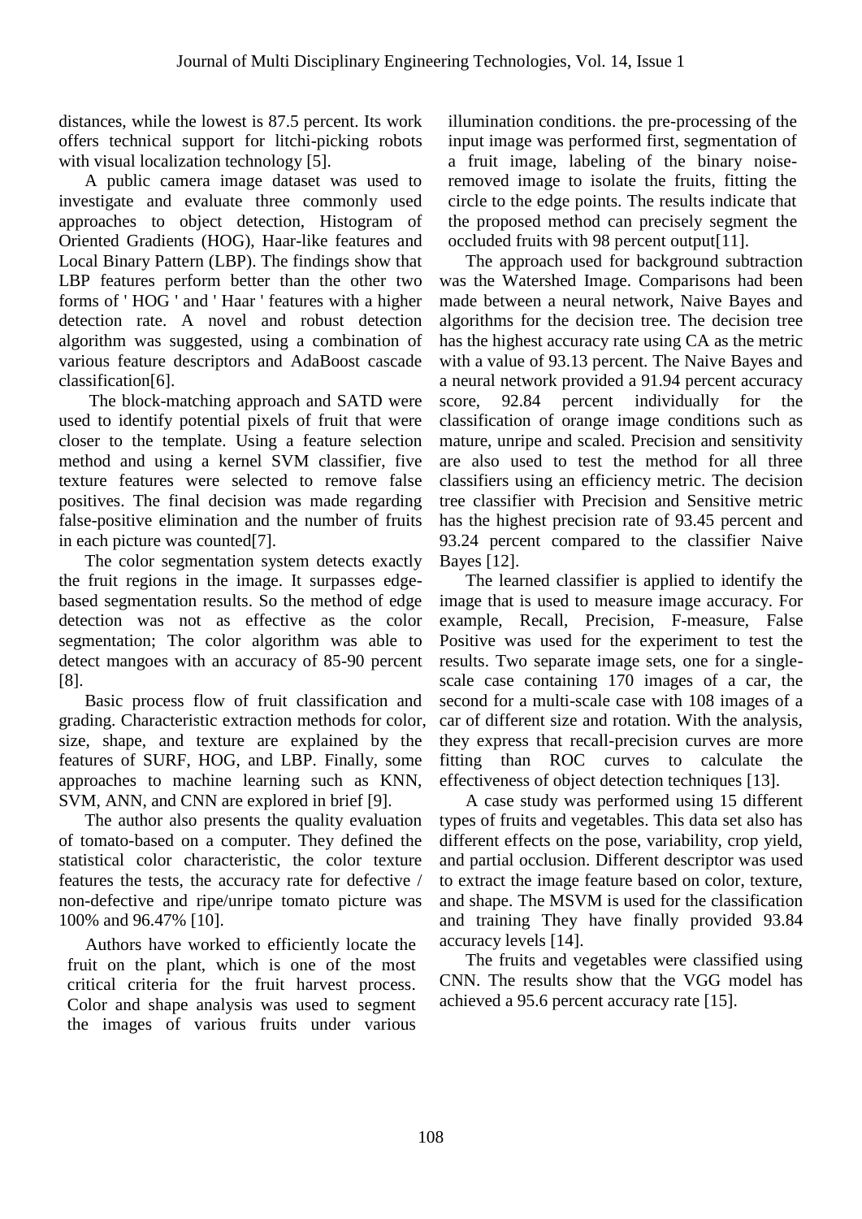distances, while the lowest is 87.5 percent. Its work offers technical support for litchi-picking robots with visual localization technology [5].

A public camera image dataset was used to investigate and evaluate three commonly used approaches to object detection, Histogram of Oriented Gradients (HOG), Haar-like features and Local Binary Pattern (LBP). The findings show that LBP features perform better than the other two forms of ' HOG ' and ' Haar ' features with a higher detection rate. A novel and robust detection algorithm was suggested, using a combination of various feature descriptors and AdaBoost cascade classification[6].

The block-matching approach and SATD were used to identify potential pixels of fruit that were closer to the template. Using a feature selection method and using a kernel SVM classifier, five texture features were selected to remove false positives. The final decision was made regarding false-positive elimination and the number of fruits in each picture was counted[7].

The color segmentation system detects exactly the fruit regions in the image. It surpasses edge-based segmentation results. So the method of edge detection was not as effective as the color segmentation; The color algorithm was able to detect mangoes with an accuracy of 85-90 percent [8].

Basic process flow of fruit classification and grading. Characteristic extraction methods for color, size, shape, and texture are explained by the features of SURF, HOG, and LBP. Finally, some approaches to machine learning such as KNN, SVM, ANN, and CNN are explored in brief [9].

The author also presents the quality evaluation of tomato-based on a computer. They defined the statistical color characteristic, the color texture features the tests, the accuracy rate for defective / non-defective and ripe/unripe tomato picture was 100% and 96.47% [10].

Authors have worked to efficiently locate the fruit on the plant, which is one of the most critical criteria for the fruit harvest process. Color and shape analysis was used to segment the images of various fruits under various illumination conditions. the pre-processing of the input image was performed first, segmentation of a fruit image, labeling of the binary noise-removed image to isolate the fruits, fitting the circle to the edge points. The results indicate that the proposed method can precisely segment the occluded fruits with 98 percent output[11].

The approach used for background subtraction was the Watershed Image. Comparisons had been made between a neural network, Naive Bayes and algorithms for the decision tree. The decision tree has the highest accuracy rate using CA as the metric with a value of 93.13 percent. The Naive Bayes and a neural network provided a 91.94 percent accuracy score, 92.84 percent individually for the classification of orange image conditions such as mature, unripe and scaled. Precision and sensitivity are also used to test the method for all three classifiers using an efficiency metric. The decision tree classifier with Precision and Sensitive metric has the highest precision rate of 93.45 percent and 93.24 percent compared to the classifier Naive Bayes [12].

The learned classifier is applied to identify the image that is used to measure image accuracy. For example, Recall, Precision, F-measure, False Positive was used for the experiment to test the results. Two separate image sets, one for a single-scale case containing 170 images of a car, the second for a multi-scale case with 108 images of a car of different size and rotation. With the analysis, they express that recall-precision curves are more fitting than ROC curves to calculate the effectiveness of object detection techniques [13].

A case study was performed using 15 different types of fruits and vegetables. This data set also has different effects on the pose, variability, crop yield, and partial occlusion. Different descriptor was used to extract the image feature based on color, texture, and shape. The MSVM is used for the classification and training They have finally provided 93.84 accuracy levels [14].

The fruits and vegetables were classified using CNN. The results show that the VGG model has achieved a 95.6 percent accuracy rate [15].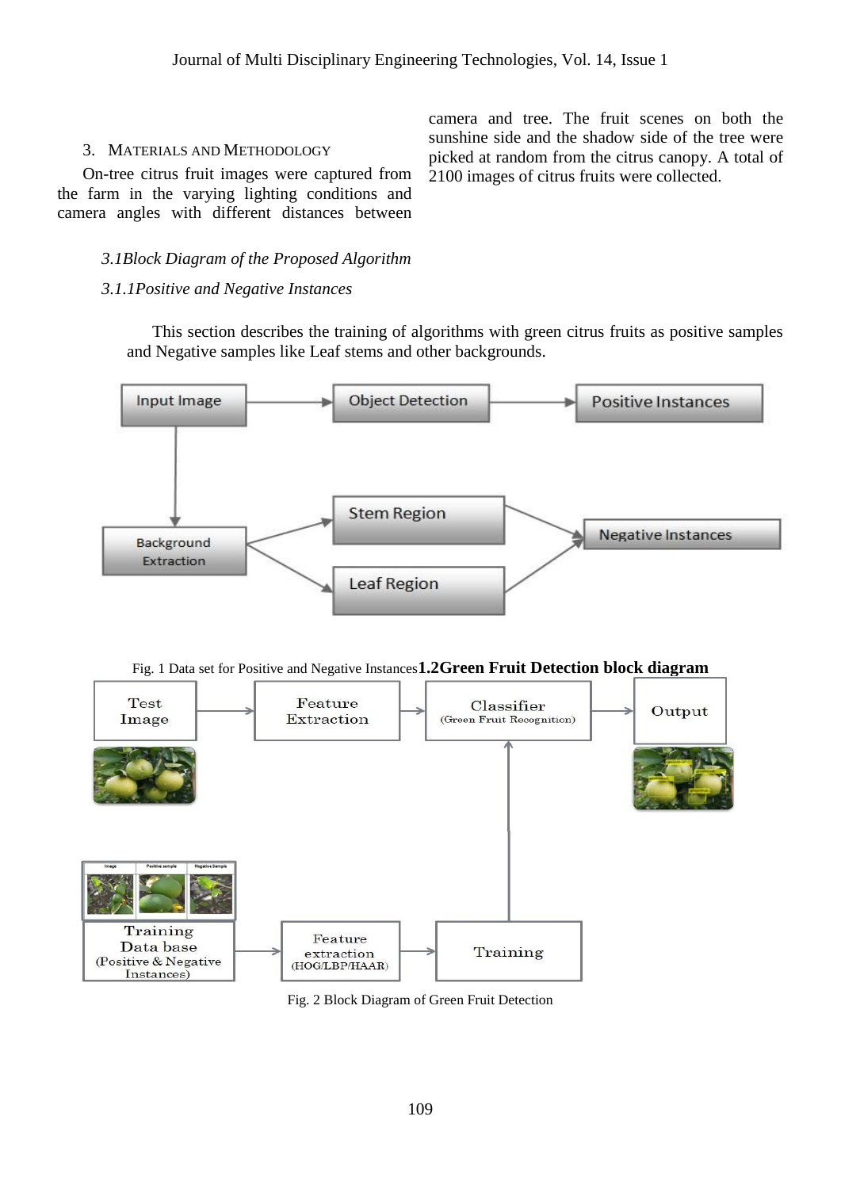## 3. Materials and Methodology

On-tree citrus fruit images were captured from the farm in the varying lighting conditions and camera angles with different distances between camera and tree. The fruit scenes on both the sunshine side and the shadow side of the tree were picked at random from the citrus canopy. A total of 2100 images of citrus fruits were collected.

### *3.1Block Diagram of the Proposed Algorithm*

#### *3.1.1Positive and Negative Instances*

This section describes the training of algorithms with green citrus fruits as positive samples and Negative samples like Leaf stems and other backgrounds.

Input Image → Object Detection → Positive Instances

Input Image → Background Extraction → Stem Region / Leaf Region → Negative Instances

Fig. 1 Data set for Positive and Negative Instances

**1.2Green Fruit Detection block diagram**

Test Image → Feature Extraction → Classifier (Green Fruit Recognition) → Output

Training Data base (Positive & Negative Instances) → Feature extraction (HOG/LBP/HAAR) → Training → Classifier

Fig. 2 Block Diagram of Green Fruit Detection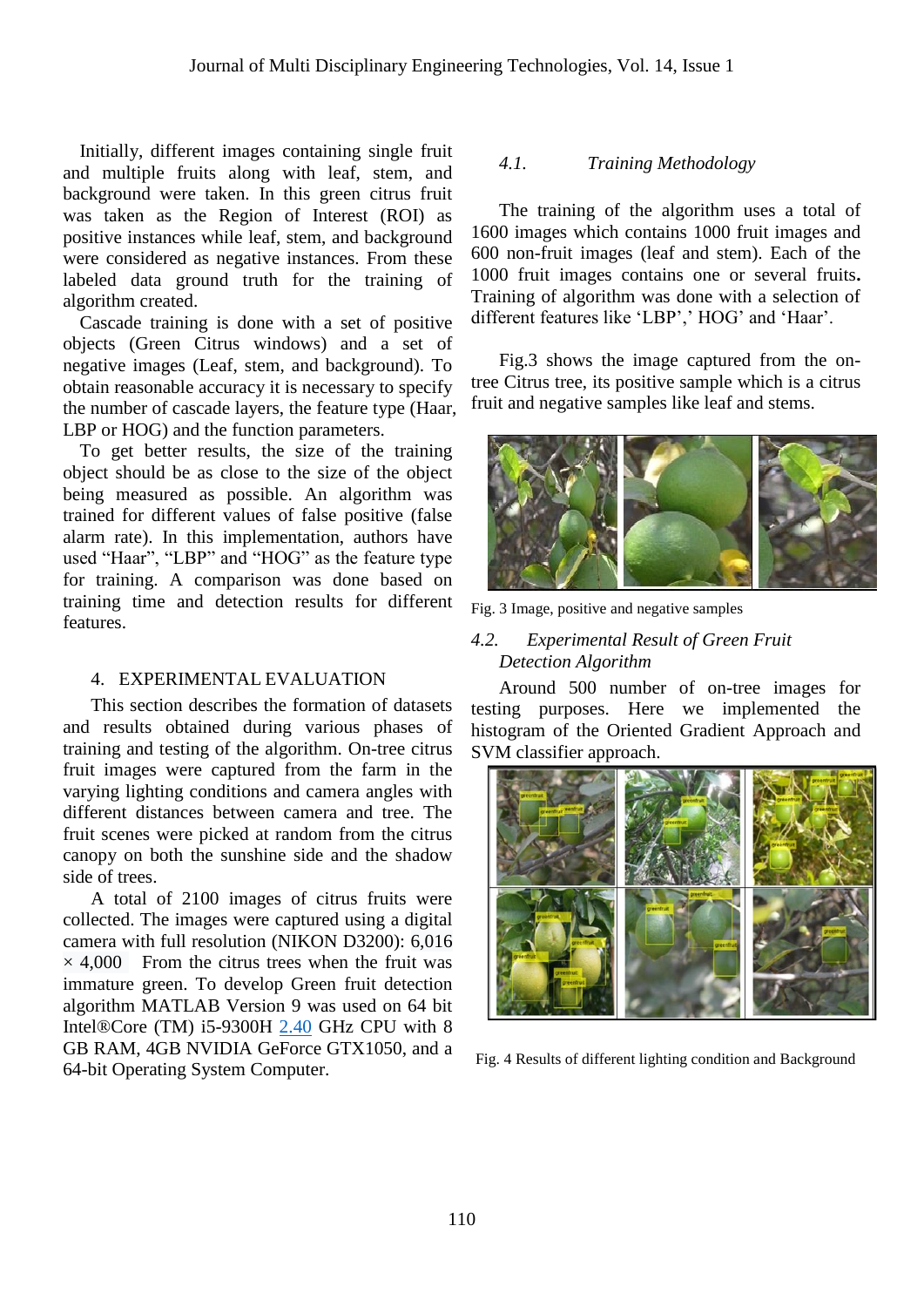Initially, different images containing single fruit and multiple fruits along with leaf, stem, and background were taken. In this green citrus fruit was taken as the Region of Interest (ROI) as positive instances while leaf, stem, and background were considered as negative instances. From these labeled data ground truth for the training of algorithm created.

Cascade training is done with a set of positive objects (Green Citrus windows) and a set of negative images (Leaf, stem, and background). To obtain reasonable accuracy it is necessary to specify the number of cascade layers, the feature type (Haar, LBP or HOG) and the function parameters.

To get better results, the size of the training object should be as close to the size of the object being measured as possible. An algorithm was trained for different values of false positive (false alarm rate). In this implementation, authors have used "Haar", "LBP" and "HOG" as the feature type for training. A comparison was done based on training time and detection results for different features.

## 4. EXPERIMENTAL EVALUATION

This section describes the formation of datasets and results obtained during various phases of training and testing of the algorithm. On-tree citrus fruit images were captured from the farm in the varying lighting conditions and camera angles with different distances between camera and tree. The fruit scenes were picked at random from the citrus canopy on both the sunshine side and the shadow side of trees.

A total of 2100 images of citrus fruits were collected. The images were captured using a digital camera with full resolution (NIKON D3200): 6,016 × 4,000 From the citrus trees when the fruit was immature green. To develop Green fruit detection algorithm MATLAB Version 9 was used on 64 bit Intel®Core (TM) i5-9300H 2.40 GHz CPU with 8 GB RAM, 4GB NVIDIA GeForce GTX1050, and a 64-bit Operating System Computer.

### *4.1. Training Methodology*

The training of the algorithm uses a total of 1600 images which contains 1000 fruit images and 600 non-fruit images (leaf and stem). Each of the 1000 fruit images contains one or several fruits**.** Training of algorithm was done with a selection of different features like 'LBP',' HOG' and 'Haar'.

Fig.3 shows the image captured from the on-tree Citrus tree, its positive sample which is a citrus fruit and negative samples like leaf and stems.

Fig. 3 Image, positive and negative samples

### *4.2. Experimental Result of Green Fruit Detection Algorithm*

Around 500 number of on-tree images for testing purposes. Here we implemented the histogram of the Oriented Gradient Approach and SVM classifier approach.

Fig. 4 Results of different lighting condition and Background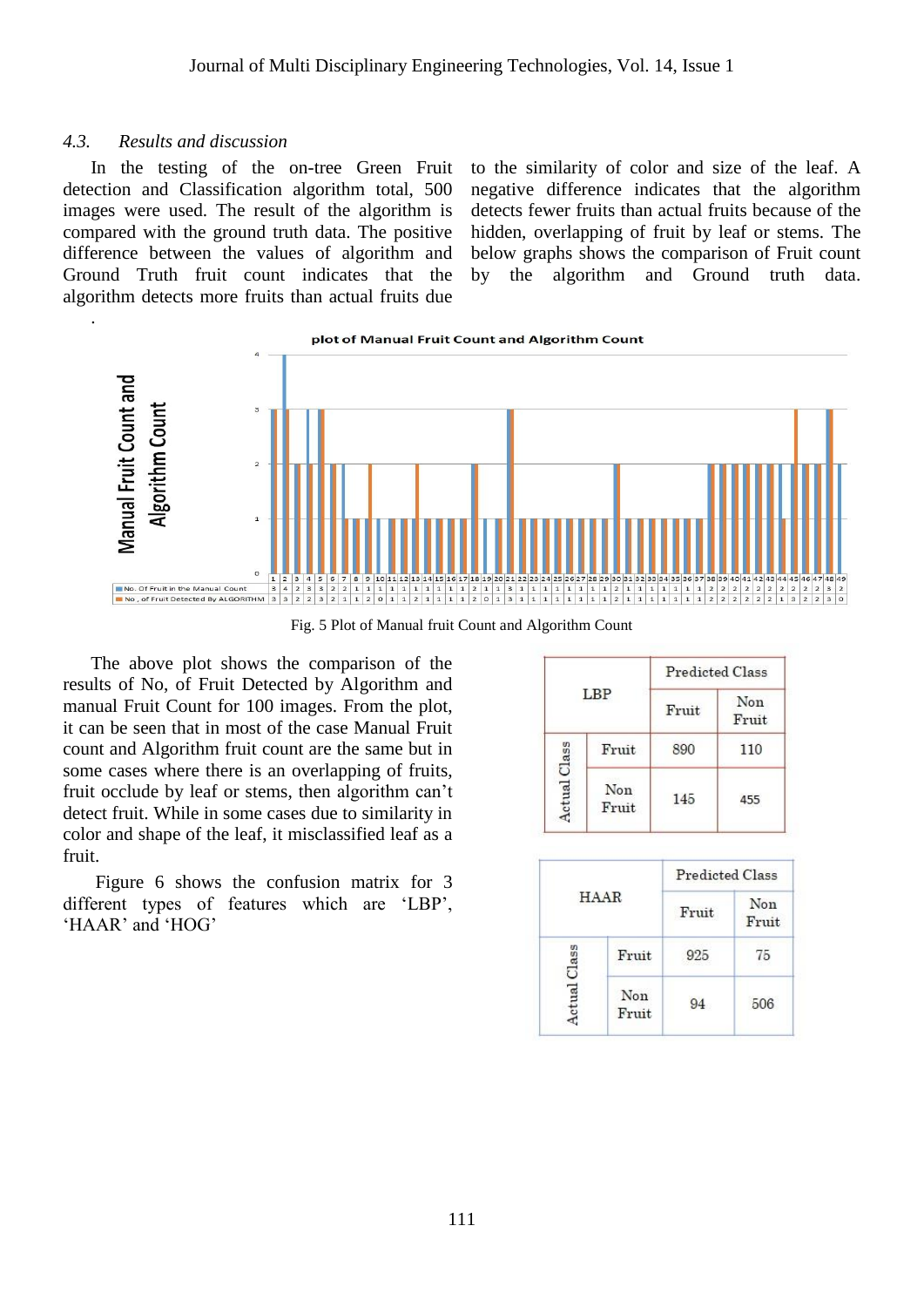### 4.3. *Results and discussion*

In the testing of the on-tree Green Fruit detection and Classification algorithm total, 500 images were used. The result of the algorithm is compared with the ground truth data. The positive difference between the values of algorithm and Ground Truth fruit count indicates that the algorithm detects more fruits than actual fruits due to the similarity of color and size of the leaf. A negative difference indicates that the algorithm detects fewer fruits than actual fruits because of the hidden, overlapping of fruit by leaf or stems. The below graphs shows the comparison of Fruit count by the algorithm and Ground truth data.

Fig. 5 Plot of Manual fruit Count and Algorithm Count

The above plot shows the comparison of the results of No, of Fruit Detected by Algorithm and manual Fruit Count for 100 images. From the plot, it can be seen that in most of the case Manual Fruit count and Algorithm fruit count are the same but in some cases where there is an overlapping of fruits, fruit occlude by leaf or stems, then algorithm can't detect fruit. While in some cases due to similarity in color and shape of the leaf, it misclassified leaf as a fruit.

Figure 6 shows the confusion matrix for 3 different types of features which are 'LBP', 'HAAR' and 'HOG'

| LBP | | Predicted Class | |
|---|---|---|---|
| | | Fruit | Non Fruit |
| Actual Class | Fruit | 890 | 110 |
| | Non Fruit | 145 | 455 |

| HAAR | | Predicted Class | |
|---|---|---|---|
| | | Fruit | Non Fruit |
| Actual Class | Fruit | 925 | 75 |
| | Non Fruit | 94 | 506 |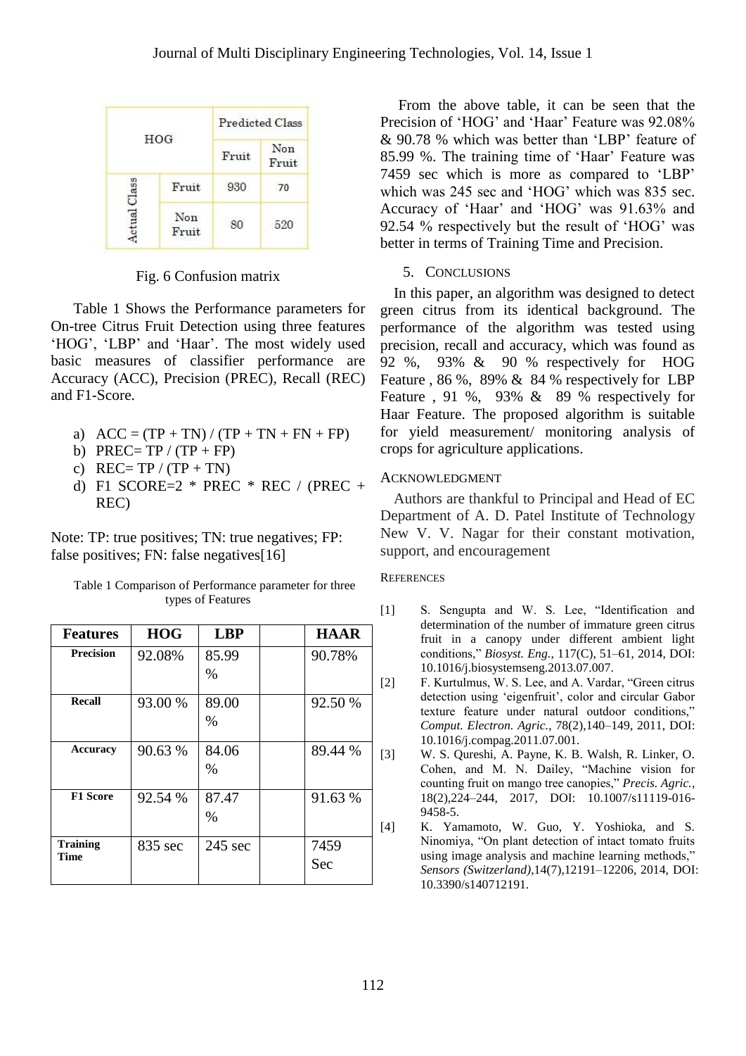| HOG | | Predicted Class | |
|---|---|---|---|
| | | Fruit | Non Fruit |
| Actual Class | Fruit | 930 | 70 |
| | Non Fruit | 80 | 520 |

Fig. 6 Confusion matrix

Table 1 Shows the Performance parameters for On-tree Citrus Fruit Detection using three features 'HOG', 'LBP' and 'Haar'. The most widely used basic measures of classifier performance are Accuracy (ACC), Precision (PREC), Recall (REC) and F1-Score.

a) ACC = (TP + TN) / (TP + TN + FN + FP)
b) PREC= TP / (TP + FP)
c) REC= TP / (TP + TN)
d) F1 SCORE=2 * PREC * REC / (PREC + REC)

Note: TP: true positives; TN: true negatives; FP: false positives; FN: false negatives[16]

Table 1 Comparison of Performance parameter for three types of Features

| Features | HOG | LBP | | HAAR |
|---|---|---|---|---|
| Precision | 92.08% | 85.99 % | | 90.78% |
| Recall | 93.00 % | 89.00 % | | 92.50 % |
| Accuracy | 90.63 % | 84.06 % | | 89.44 % |
| F1 Score | 92.54 % | 87.47 % | | 91.63 % |
| Training Time | 835 sec | 245 sec | | 7459 Sec |

From the above table, it can be seen that the Precision of 'HOG' and 'Haar' Feature was 92.08% & 90.78 % which was better than 'LBP' feature of 85.99 %. The training time of 'Haar' Feature was 7459 sec which is more as compared to 'LBP' which was 245 sec and 'HOG' which was 835 sec. Accuracy of 'Haar' and 'HOG' was 91.63% and 92.54 % respectively but the result of 'HOG' was better in terms of Training Time and Precision.

## 5. Conclusions

In this paper, an algorithm was designed to detect green citrus from its identical background. The performance of the algorithm was tested using precision, recall and accuracy, which was found as 92 %, 93% & 90 % respectively for HOG Feature , 86 %, 89% & 84 % respectively for LBP Feature , 91 %, 93% & 89 % respectively for Haar Feature. The proposed algorithm is suitable for yield measurement/ monitoring analysis of crops for agriculture applications.

## Acknowledgment

Authors are thankful to Principal and Head of EC Department of A. D. Patel Institute of Technology New V. V. Nagar for their constant motivation, support, and encouragement

## References

[1] S. Sengupta and W. S. Lee, "Identification and determination of the number of immature green citrus fruit in a canopy under different ambient light conditions," *Biosyst. Eng.*, 117(C), 51–61, 2014, DOI: 10.1016/j.biosystemseng.2013.07.007.

[2] F. Kurtulmus, W. S. Lee, and A. Vardar, "Green citrus detection using 'eigenfruit', color and circular Gabor texture feature under natural outdoor conditions," *Comput. Electron. Agric.*, 78(2),140–149, 2011, DOI: 10.1016/j.compag.2011.07.001.

[3] W. S. Qureshi, A. Payne, K. B. Walsh, R. Linker, O. Cohen, and M. N. Dailey, "Machine vision for counting fruit on mango tree canopies," *Precis. Agric.*, 18(2),224–244, 2017, DOI: 10.1007/s11119-016-9458-5.

[4] K. Yamamoto, W. Guo, Y. Yoshioka, and S. Ninomiya, "On plant detection of intact tomato fruits using image analysis and machine learning methods," *Sensors (Switzerland)*,14(7),12191–12206, 2014, DOI: 10.3390/s140712191.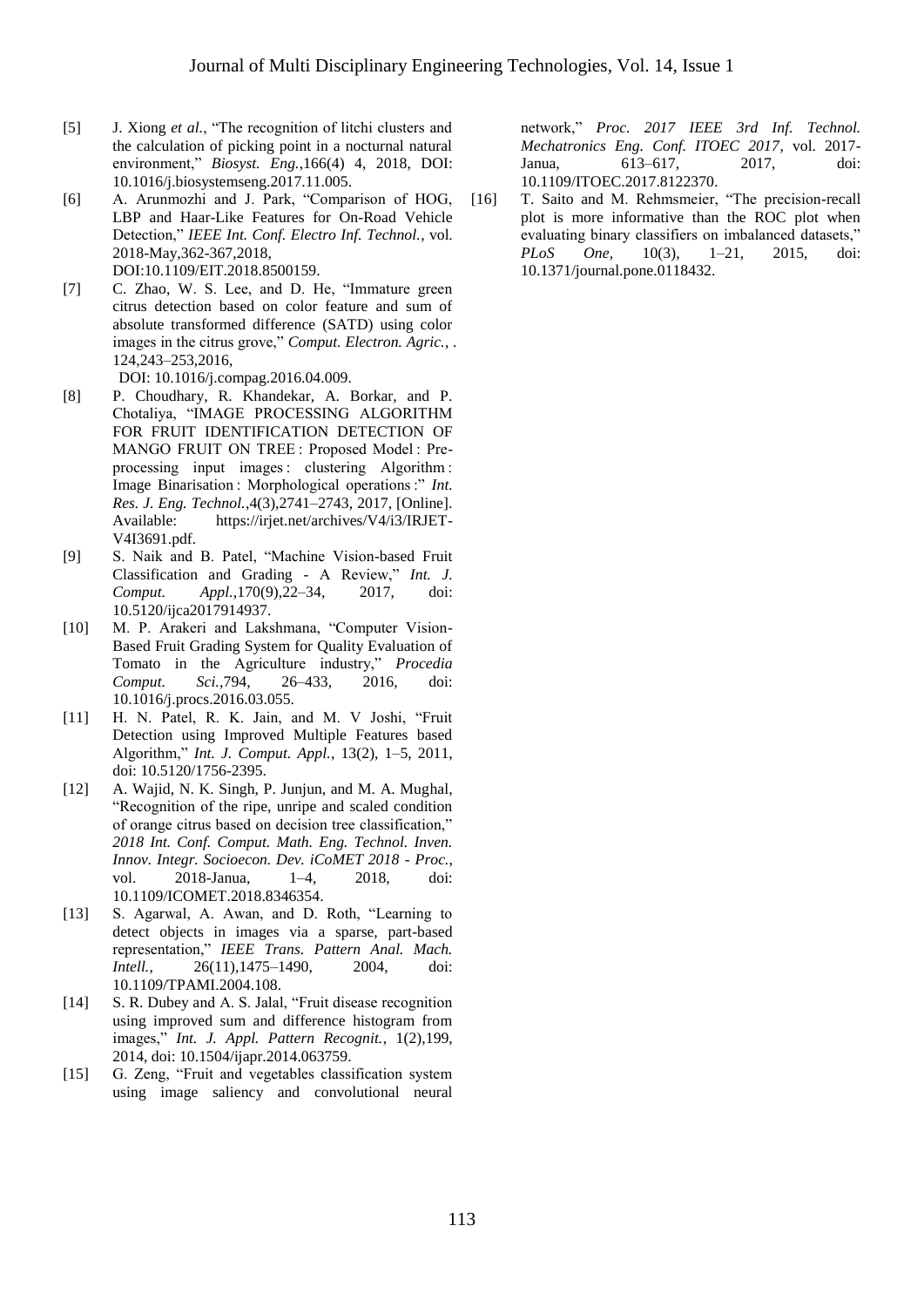[5] J. Xiong *et al.*, "The recognition of litchi clusters and the calculation of picking point in a nocturnal natural environment," *Biosyst. Eng.*,166(4) 4, 2018, DOI: 10.1016/j.biosystemseng.2017.11.005.

[6] A. Arunmozhi and J. Park, "Comparison of HOG, LBP and Haar-Like Features for On-Road Vehicle Detection," *IEEE Int. Conf. Electro Inf. Technol.*, vol. 2018-May,362-367,2018, DOI:10.1109/EIT.2018.8500159.

[7] C. Zhao, W. S. Lee, and D. He, "Immature green citrus detection based on color feature and sum of absolute transformed difference (SATD) using color images in the citrus grove," *Comput. Electron. Agric.*, . 124,243–253,2016, DOI: 10.1016/j.compag.2016.04.009.

[8] P. Choudhary, R. Khandekar, A. Borkar, and P. Chotaliya, "IMAGE PROCESSING ALGORITHM FOR FRUIT IDENTIFICATION DETECTION OF MANGO FRUIT ON TREE : Proposed Model : Pre-processing input images : clustering Algorithm : Image Binarisation : Morphological operations :" *Int. Res. J. Eng. Technol.*,4(3),2741–2743, 2017, [Online]. Available: https://irjet.net/archives/V4/i3/IRJET-V4I3691.pdf.

[9] S. Naik and B. Patel, "Machine Vision-based Fruit Classification and Grading - A Review," *Int. J. Comput. Appl.*,170(9),22–34, 2017, doi: 10.5120/ijca2017914937.

[10] M. P. Arakeri and Lakshmana, "Computer Vision-Based Fruit Grading System for Quality Evaluation of Tomato in the Agriculture industry," *Procedia Comput. Sci.*,794, 26–433, 2016, doi: 10.1016/j.procs.2016.03.055.

[11] H. N. Patel, R. K. Jain, and M. V Joshi, "Fruit Detection using Improved Multiple Features based Algorithm," *Int. J. Comput. Appl.*, 13(2), 1–5, 2011, doi: 10.5120/1756-2395.

[12] A. Wajid, N. K. Singh, P. Junjun, and M. A. Mughal, "Recognition of the ripe, unripe and scaled condition of orange citrus based on decision tree classification," *2018 Int. Conf. Comput. Math. Eng. Technol. Inven. Innov. Integr. Socioecon. Dev. iCoMET 2018 - Proc.*, vol. 2018-Janua, 1–4, 2018, doi: 10.1109/ICOMET.2018.8346354.

[13] S. Agarwal, A. Awan, and D. Roth, "Learning to detect objects in images via a sparse, part-based representation," *IEEE Trans. Pattern Anal. Mach. Intell.*, 26(11),1475–1490, 2004, doi: 10.1109/TPAMI.2004.108.

[14] S. R. Dubey and A. S. Jalal, "Fruit disease recognition using improved sum and difference histogram from images," *Int. J. Appl. Pattern Recognit.*, 1(2),199, 2014, doi: 10.1504/ijapr.2014.063759.

[15] G. Zeng, "Fruit and vegetables classification system using image saliency and convolutional neural network," *Proc. 2017 IEEE 3rd Inf. Technol. Mechatronics Eng. Conf. ITOEC 2017*, vol. 2017-Janua, 613–617, 2017, doi: 10.1109/ITOEC.2017.8122370.

[16] T. Saito and M. Rehmsmeier, "The precision-recall plot is more informative than the ROC plot when evaluating binary classifiers on imbalanced datasets," *PLoS One*, 10(3), 1–21, 2015, doi: 10.1371/journal.pone.0118432.